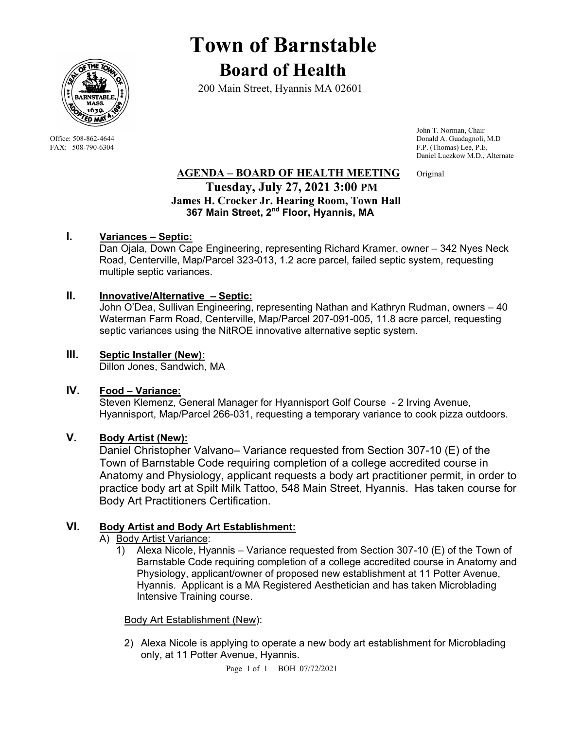# Town of Barnstable

## Board of Health

200 Main Street, Hyannis MA 02601

Office: 508-862-4644
FAX: 508-790-6304

John T. Norman, Chair
Donald A. Guadagnoli, M.D
F.P. (Thomas) Lee, P.E.
Daniel Luczkow M.D., Alternate

**AGENDA – BOARD OF HEALTH MEETING** Original

**Tuesday, July 27, 2021 3:00 PM**
**James H. Crocker Jr. Hearing Room, Town Hall**
**367 Main Street, 2nd Floor, Hyannis, MA**

**I. Variances – Septic:**

Dan Ojala, Down Cape Engineering, representing Richard Kramer, owner – 342 Nyes Neck Road, Centerville, Map/Parcel 323-013, 1.2 acre parcel, failed septic system, requesting multiple septic variances.

**II. Innovative/Alternative – Septic:**

John O'Dea, Sullivan Engineering, representing Nathan and Kathryn Rudman, owners – 40 Waterman Farm Road, Centerville, Map/Parcel 207-091-005, 11.8 acre parcel, requesting septic variances using the NitROE innovative alternative septic system.

**III. Septic Installer (New):**

Dillon Jones, Sandwich, MA

**IV. Food – Variance:**

Steven Klemenz, General Manager for Hyannisport Golf Course - 2 Irving Avenue, Hyannisport, Map/Parcel 266-031, requesting a temporary variance to cook pizza outdoors.

**V. Body Artist (New):**

Daniel Christopher Valvano– Variance requested from Section 307-10 (E) of the Town of Barnstable Code requiring completion of a college accredited course in Anatomy and Physiology, applicant requests a body art practitioner permit, in order to practice body art at Spilt Milk Tattoo, 548 Main Street, Hyannis. Has taken course for Body Art Practitioners Certification.

**VI. Body Artist and Body Art Establishment:**

A) Body Artist Variance:

1) Alexa Nicole, Hyannis – Variance requested from Section 307-10 (E) of the Town of Barnstable Code requiring completion of a college accredited course in Anatomy and Physiology, applicant/owner of proposed new establishment at 11 Potter Avenue, Hyannis. Applicant is a MA Registered Aesthetician and has taken Microblading Intensive Training course.

Body Art Establishment (New):

2) Alexa Nicole is applying to operate a new body art establishment for Microblading only, at 11 Potter Avenue, Hyannis.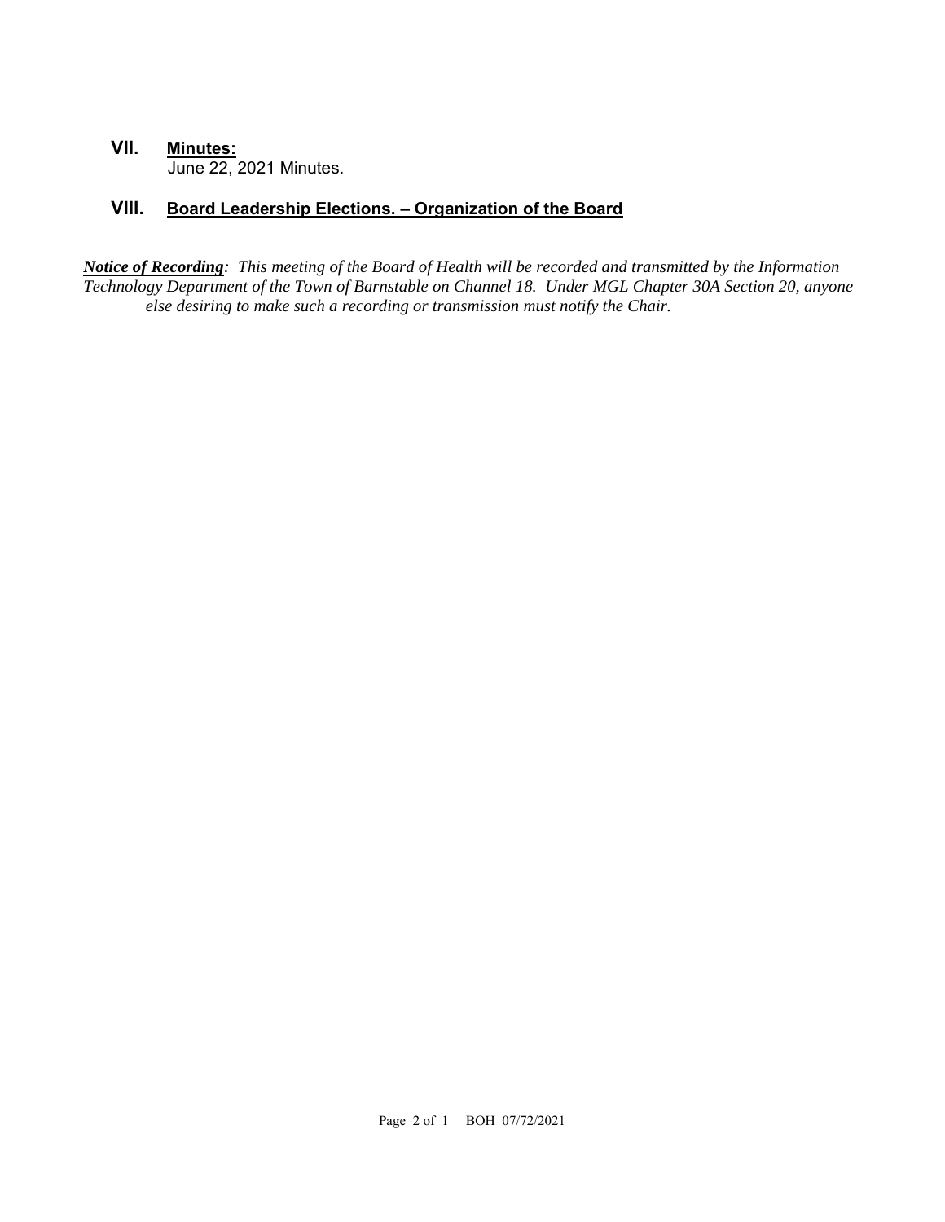## VII. Minutes:

June 22, 2021 Minutes.

## VIII. Board Leadership Elections. – Organization of the Board

***Notice of Recording****: This meeting of the Board of Health will be recorded and transmitted by the Information Technology Department of the Town of Barnstable on Channel 18. Under MGL Chapter 30A Section 20, anyone else desiring to make such a recording or transmission must notify the Chair.*